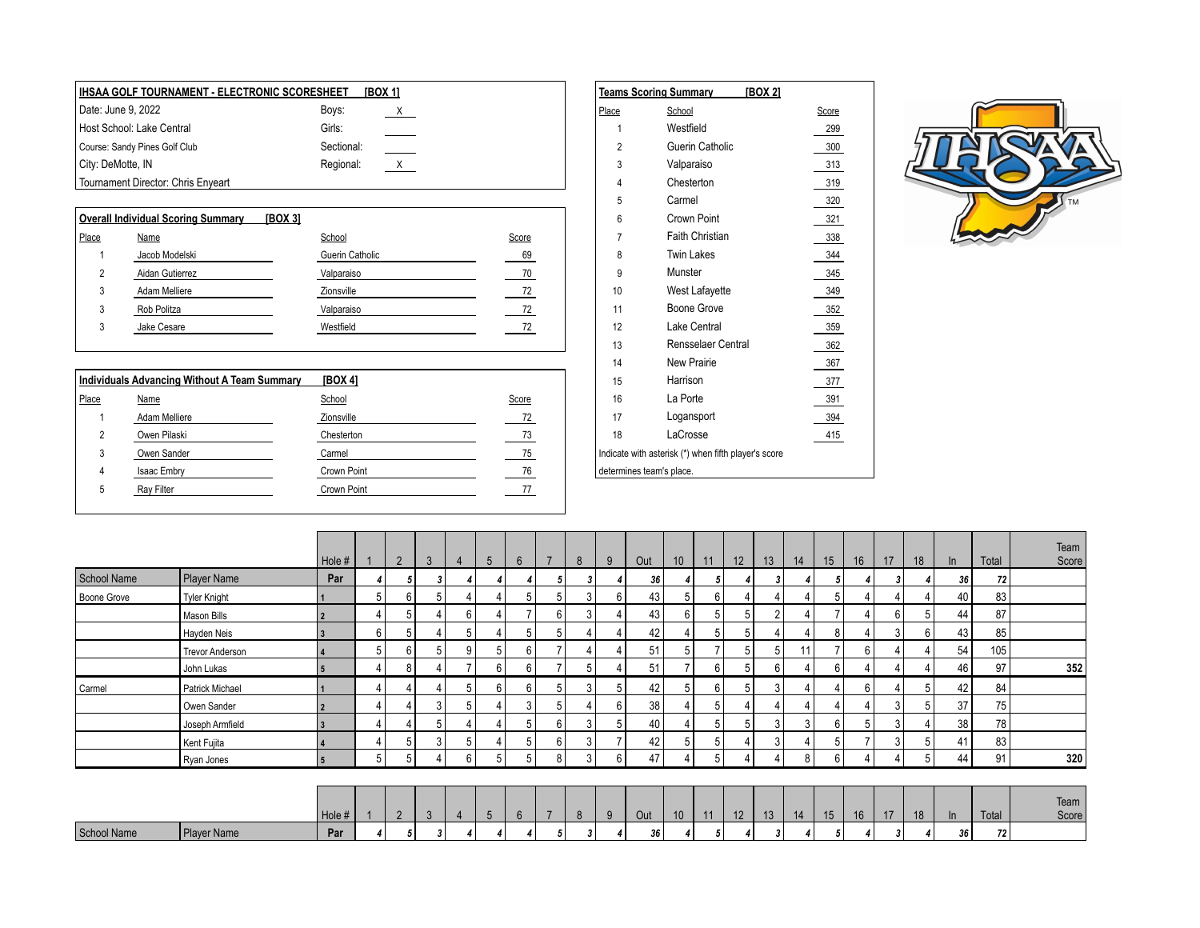**IHSAA GOLF TOURNAMENT - ELECTRONIC SCORESHEET [BOX 1]**

| | | | |
|---|---|---|---|
| Date: June 9, 2022 | | Boys: | X |
| Host School: Lake Central | | Girls: | |
| Course: Sandy Pines Golf Club | | Sectional: | |
| City: DeMotte, IN | | Regional: | X |
| Tournament Director: Chris Enyeart | | | |

**Teams Scoring Summary [BOX 2]**

| Place | School | Score |
|---|---|---|
| 1 | Westfield | 299 |
| 2 | Guerin Catholic | 300 |
| 3 | Valparaiso | 313 |
| 4 | Chesterton | 319 |
| 5 | Carmel | 320 |
| 6 | Crown Point | 321 |
| 7 | Faith Christian | 338 |
| 8 | Twin Lakes | 344 |
| 9 | Munster | 345 |
| 10 | West Lafayette | 349 |
| 11 | Boone Grove | 352 |
| 12 | Lake Central | 359 |
| 13 | Rensselaer Central | 362 |
| 14 | New Prairie | 367 |
| 15 | Harrison | 377 |
| 16 | La Porte | 391 |
| 17 | Logansport | 394 |
| 18 | LaCrosse | 415 |

Indicate with asterisk (*) when fifth player's score determines team's place.

**Overall Individual Scoring Summary [BOX 3]**

| Place | Name | School | Score |
|---|---|---|---|
| 1 | Jacob Modelski | Guerin Catholic | 69 |
| 2 | Aidan Gutierrez | Valparaiso | 70 |
| 3 | Adam Melliere | Zionsville | 72 |
| 3 | Rob Politza | Valparaiso | 72 |
| 3 | Jake Cesare | Westfield | 72 |

**Individuals Advancing Without A Team Summary [BOX 4]**

| Place | Name | School | Score |
|---|---|---|---|
| 1 | Adam Melliere | Zionsville | 72 |
| 2 | Owen Pilaski | Chesterton | 73 |
| 3 | Owen Sander | Carmel | 75 |
| 4 | Isaac Embry | Crown Point | 76 |
| 5 | Ray Filter | Crown Point | 77 |

| School Name | Player Name | Hole # | 1 | 2 | 3 | 4 | 5 | 6 | 7 | 8 | 9 | Out | 10 | 11 | 12 | 13 | 14 | 15 | 16 | 17 | 18 | In | Total | Team Score |
|---|---|---|---|---|---|---|---|---|---|---|---|---|---|---|---|---|---|---|---|---|---|---|---|---|
| | | Par | 4 | 5 | 3 | 4 | 4 | 4 | 5 | 3 | 4 | 36 | 4 | 5 | 4 | 3 | 4 | 5 | 4 | 3 | 4 | 36 | 72 | |
| Boone Grove | Tyler Knight | 1 | 5 | 6 | 5 | 4 | 4 | 5 | 5 | 3 | 6 | 43 | 5 | 6 | 4 | 4 | 4 | 5 | 4 | 4 | 4 | 40 | 83 | |
| | Mason Bills | 2 | 4 | 5 | 4 | 6 | 4 | 7 | 6 | 3 | 4 | 43 | 6 | 5 | 5 | 2 | 4 | 7 | 4 | 6 | 5 | 44 | 87 | |
| | Hayden Neis | 3 | 6 | 5 | 4 | 5 | 4 | 5 | 5 | 4 | 4 | 42 | 4 | 5 | 5 | 4 | 4 | 8 | 4 | 3 | 6 | 43 | 85 | |
| | Trevor Anderson | 4 | 5 | 6 | 5 | 9 | 5 | 6 | 7 | 4 | 4 | 51 | 5 | 7 | 5 | 5 | 11 | 7 | 6 | 4 | 4 | 54 | 105 | |
| | John Lukas | 5 | 4 | 8 | 4 | 7 | 6 | 6 | 7 | 5 | 4 | 51 | 7 | 6 | 5 | 6 | 4 | 6 | 4 | 4 | 4 | 46 | 97 | 352 |
| Carmel | Patrick Michael | 1 | 4 | 4 | 4 | 5 | 6 | 6 | 5 | 3 | 5 | 42 | 5 | 6 | 5 | 3 | 4 | 4 | 6 | 4 | 5 | 42 | 84 | |
| | Owen Sander | 2 | 4 | 4 | 3 | 5 | 4 | 3 | 5 | 4 | 6 | 38 | 4 | 5 | 4 | 4 | 4 | 4 | 4 | 3 | 5 | 37 | 75 | |
| | Joseph Armfield | 3 | 4 | 4 | 5 | 4 | 4 | 5 | 6 | 3 | 5 | 40 | 4 | 5 | 5 | 3 | 3 | 6 | 5 | 3 | 4 | 38 | 78 | |
| | Kent Fujita | 4 | 4 | 5 | 3 | 5 | 4 | 5 | 6 | 3 | 7 | 42 | 5 | 5 | 4 | 3 | 4 | 5 | 7 | 3 | 5 | 41 | 83 | |
| | Ryan Jones | 5 | 5 | 5 | 4 | 6 | 5 | 5 | 8 | 3 | 6 | 47 | 4 | 5 | 4 | 4 | 8 | 6 | 4 | 4 | 5 | 44 | 91 | 320 |

| School Name | Player Name | Hole # | 1 | 2 | 3 | 4 | 5 | 6 | 7 | 8 | 9 | Out | 10 | 11 | 12 | 13 | 14 | 15 | 16 | 17 | 18 | In | Total | Team Score |
|---|---|---|---|---|---|---|---|---|---|---|---|---|---|---|---|---|---|---|---|---|---|---|---|---|
| | | Par | 4 | 5 | 3 | 4 | 4 | 4 | 5 | 3 | 4 | 36 | 4 | 5 | 4 | 3 | 4 | 5 | 4 | 3 | 4 | 36 | 72 | |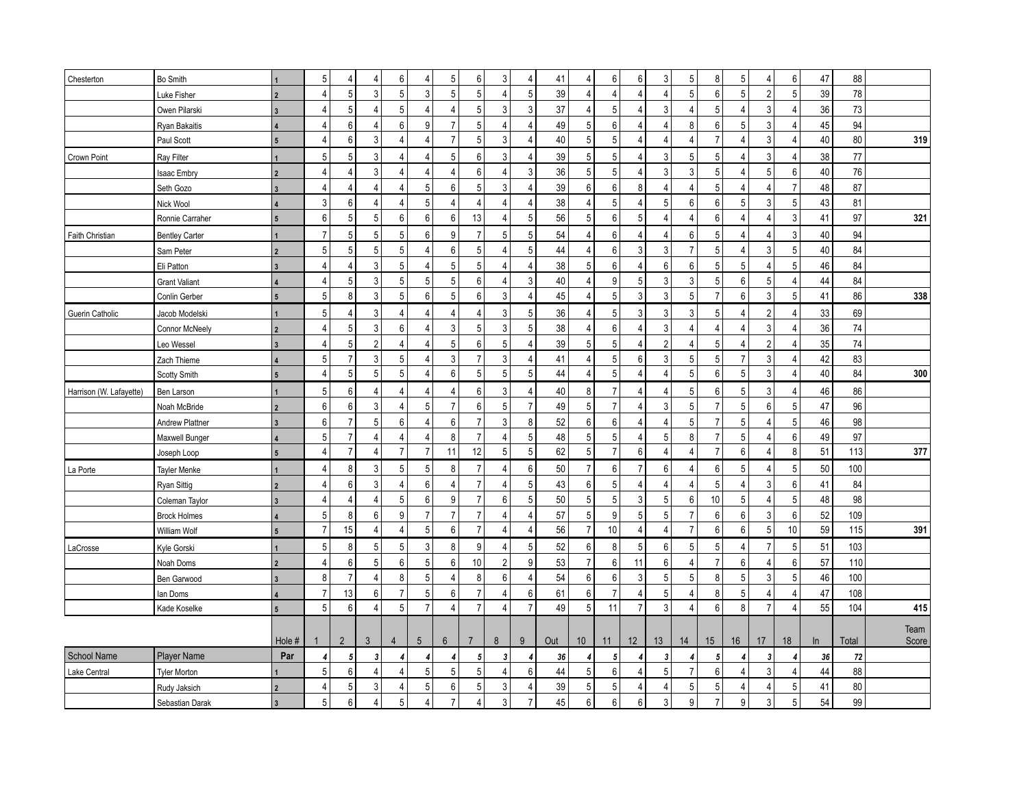| | | | | | | | | | | | | | | | | | | | | | | | | |
|---|---|---|---|---|---|---|---|---|---|---|---|---|---|---|---|---|---|---|---|---|---|---|---|---|
| Chesterton | Bo Smith | 1 | 5 | 4 | 4 | 6 | 4 | 5 | 6 | 3 | 4 | 41 | 4 | 6 | 6 | 3 | 5 | 8 | 5 | 4 | 6 | 47 | 88 | |
| | Luke Fisher | 2 | 4 | 5 | 3 | 5 | 3 | 5 | 5 | 4 | 5 | 39 | 4 | 4 | 4 | 4 | 5 | 6 | 5 | 2 | 5 | 39 | 78 | |
| | Owen Pilarski | 3 | 4 | 5 | 4 | 5 | 4 | 4 | 5 | 3 | 3 | 37 | 4 | 5 | 4 | 3 | 4 | 5 | 4 | 3 | 4 | 36 | 73 | |
| | Ryan Bakaitis | 4 | 4 | 6 | 4 | 6 | 9 | 7 | 5 | 4 | 4 | 49 | 5 | 6 | 4 | 4 | 8 | 6 | 5 | 3 | 4 | 45 | 94 | |
| | Paul Scott | 5 | 4 | 6 | 3 | 4 | 4 | 7 | 5 | 3 | 4 | 40 | 5 | 5 | 4 | 4 | 4 | 7 | 4 | 3 | 4 | 40 | 80 | 319 |
| Crown Point | Ray Filter | 1 | 5 | 5 | 3 | 4 | 4 | 5 | 6 | 3 | 4 | 39 | 5 | 5 | 4 | 3 | 5 | 5 | 4 | 3 | 4 | 38 | 77 | |
| | Isaac Embry | 2 | 4 | 4 | 3 | 4 | 4 | 4 | 6 | 4 | 3 | 36 | 5 | 5 | 4 | 3 | 3 | 5 | 4 | 5 | 6 | 40 | 76 | |
| | Seth Gozo | 3 | 4 | 4 | 4 | 4 | 5 | 6 | 5 | 3 | 4 | 39 | 6 | 6 | 8 | 4 | 4 | 5 | 4 | 4 | 7 | 48 | 87 | |
| | Nick Wool | 4 | 3 | 6 | 4 | 4 | 5 | 4 | 4 | 4 | 4 | 38 | 4 | 5 | 4 | 5 | 6 | 6 | 5 | 3 | 5 | 43 | 81 | |
| | Ronnie Carraher | 5 | 6 | 5 | 5 | 6 | 6 | 6 | 13 | 4 | 5 | 56 | 5 | 6 | 5 | 4 | 4 | 6 | 4 | 4 | 3 | 41 | 97 | 321 |
| Faith Christian | Bentley Carter | 1 | 7 | 5 | 5 | 5 | 6 | 9 | 7 | 5 | 5 | 54 | 4 | 6 | 4 | 4 | 6 | 5 | 4 | 4 | 3 | 40 | 94 | |
| | Sam Peter | 2 | 5 | 5 | 5 | 5 | 4 | 6 | 5 | 4 | 5 | 44 | 4 | 6 | 3 | 3 | 7 | 5 | 4 | 3 | 5 | 40 | 84 | |
| | Eli Patton | 3 | 4 | 4 | 3 | 5 | 4 | 5 | 5 | 4 | 4 | 38 | 5 | 6 | 4 | 6 | 6 | 5 | 5 | 4 | 5 | 46 | 84 | |
| | Grant Valiant | 4 | 4 | 5 | 3 | 5 | 5 | 5 | 6 | 4 | 3 | 40 | 4 | 9 | 5 | 3 | 3 | 5 | 6 | 5 | 4 | 44 | 84 | |
| | Conlin Gerber | 5 | 5 | 8 | 3 | 5 | 6 | 5 | 6 | 3 | 4 | 45 | 4 | 5 | 3 | 3 | 5 | 7 | 6 | 3 | 5 | 41 | 86 | 338 |
| Guerin Catholic | Jacob Modelski | 1 | 5 | 4 | 3 | 4 | 4 | 4 | 4 | 3 | 5 | 36 | 4 | 5 | 3 | 3 | 3 | 5 | 4 | 2 | 4 | 33 | 69 | |
| | Connor McNeely | 2 | 4 | 5 | 3 | 6 | 4 | 3 | 5 | 3 | 5 | 38 | 4 | 6 | 4 | 3 | 4 | 4 | 4 | 3 | 4 | 36 | 74 | |
| | Leo Wessel | 3 | 4 | 5 | 2 | 4 | 4 | 5 | 6 | 5 | 4 | 39 | 5 | 5 | 4 | 2 | 4 | 5 | 4 | 2 | 4 | 35 | 74 | |
| | Zach Thieme | 4 | 5 | 7 | 3 | 5 | 4 | 3 | 7 | 3 | 4 | 41 | 4 | 5 | 6 | 3 | 5 | 5 | 7 | 3 | 4 | 42 | 83 | |
| | Scotty Smith | 5 | 4 | 5 | 5 | 5 | 4 | 6 | 5 | 5 | 5 | 44 | 4 | 5 | 4 | 4 | 5 | 6 | 5 | 3 | 4 | 40 | 84 | 300 |
| Harrison (W. Lafayette) | Ben Larson | 1 | 5 | 6 | 4 | 4 | 4 | 4 | 6 | 3 | 4 | 40 | 8 | 7 | 4 | 4 | 5 | 6 | 5 | 3 | 4 | 46 | 86 | |
| | Noah McBride | 2 | 6 | 6 | 3 | 4 | 5 | 7 | 6 | 5 | 7 | 49 | 5 | 7 | 4 | 3 | 5 | 7 | 5 | 6 | 5 | 47 | 96 | |
| | Andrew Plattner | 3 | 6 | 7 | 5 | 6 | 4 | 6 | 7 | 3 | 8 | 52 | 6 | 6 | 4 | 4 | 5 | 7 | 5 | 4 | 5 | 46 | 98 | |
| | Maxwell Bunger | 4 | 5 | 7 | 4 | 4 | 4 | 8 | 7 | 4 | 5 | 48 | 5 | 5 | 4 | 5 | 8 | 7 | 5 | 4 | 6 | 49 | 97 | |
| | Joseph Loop | 5 | 4 | 7 | 4 | 7 | 7 | 11 | 12 | 5 | 5 | 62 | 5 | 7 | 6 | 4 | 4 | 7 | 6 | 4 | 8 | 51 | 113 | 377 |
| La Porte | Tayler Menke | 1 | 4 | 8 | 3 | 5 | 5 | 8 | 7 | 4 | 6 | 50 | 7 | 6 | 7 | 6 | 4 | 6 | 5 | 4 | 5 | 50 | 100 | |
| | Ryan Sittig | 2 | 4 | 6 | 3 | 4 | 6 | 4 | 7 | 4 | 5 | 43 | 6 | 5 | 4 | 4 | 4 | 5 | 4 | 3 | 6 | 41 | 84 | |
| | Coleman Taylor | 3 | 4 | 4 | 4 | 5 | 6 | 9 | 7 | 6 | 5 | 50 | 5 | 5 | 3 | 5 | 6 | 10 | 5 | 4 | 5 | 48 | 98 | |
| | Brock Holmes | 4 | 5 | 8 | 6 | 9 | 7 | 7 | 7 | 4 | 4 | 57 | 5 | 9 | 5 | 5 | 7 | 6 | 6 | 3 | 6 | 52 | 109 | |
| | William Wolf | 5 | 7 | 15 | 4 | 4 | 5 | 6 | 7 | 4 | 4 | 56 | 7 | 10 | 4 | 4 | 7 | 6 | 6 | 5 | 10 | 59 | 115 | 391 |
| LaCrosse | Kyle Gorski | 1 | 5 | 8 | 5 | 5 | 3 | 8 | 9 | 4 | 5 | 52 | 6 | 8 | 5 | 6 | 5 | 5 | 4 | 7 | 5 | 51 | 103 | |
| | Noah Doms | 2 | 4 | 6 | 5 | 6 | 5 | 6 | 10 | 2 | 9 | 53 | 7 | 6 | 11 | 6 | 4 | 7 | 6 | 4 | 6 | 57 | 110 | |
| | Ben Garwood | 3 | 8 | 7 | 4 | 8 | 5 | 4 | 8 | 6 | 4 | 54 | 6 | 6 | 3 | 5 | 5 | 8 | 5 | 3 | 5 | 46 | 100 | |
| | Ian Doms | 4 | 7 | 13 | 6 | 7 | 5 | 6 | 7 | 4 | 6 | 61 | 6 | 7 | 4 | 5 | 4 | 8 | 5 | 4 | 4 | 47 | 108 | |
| | Kade Koselke | 5 | 5 | 6 | 4 | 5 | 7 | 4 | 7 | 4 | 7 | 49 | 5 | 11 | 7 | 3 | 4 | 6 | 8 | 7 | 4 | 55 | 104 | 415 |
| | | Hole # | 1 | 2 | 3 | 4 | 5 | 6 | 7 | 8 | 9 | Out | 10 | 11 | 12 | 13 | 14 | 15 | 16 | 17 | 18 | In | Total | Team Score |
| School Name | Player Name | Par | 4 | 5 | 3 | 4 | 4 | 4 | 5 | 3 | 4 | 36 | 4 | 5 | 4 | 3 | 4 | 5 | 4 | 3 | 4 | 36 | 72 | |
| Lake Central | Tyler Morton | 1 | 5 | 6 | 4 | 4 | 5 | 5 | 5 | 4 | 6 | 44 | 5 | 6 | 4 | 5 | 7 | 6 | 4 | 3 | 4 | 44 | 88 | |
| | Rudy Jaksich | 2 | 4 | 5 | 3 | 4 | 5 | 6 | 5 | 3 | 4 | 39 | 5 | 5 | 4 | 4 | 5 | 5 | 4 | 4 | 5 | 41 | 80 | |
| | Sebastian Darak | 3 | 5 | 6 | 4 | 5 | 4 | 7 | 4 | 3 | 7 | 45 | 6 | 6 | 6 | 3 | 9 | 7 | 9 | 3 | 5 | 54 | 99 | |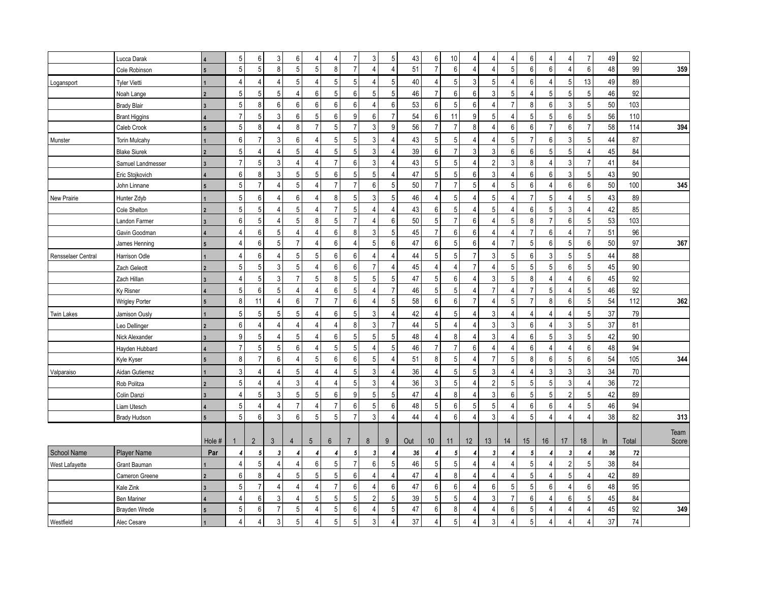| | Lucca Darak | 4 | 5 | 6 | 3 | 6 | 4 | 4 | 7 | 3 | 5 | 43 | 6 | 10 | 4 | 4 | 4 | 6 | 4 | 4 | 7 | 49 | 92 | |
|---|---|---|---|---|---|---|---|---|---|---|---|---|---|---|---|---|---|---|---|---|---|---|---|---|
| | Cole Robinson | 5 | 5 | 5 | 8 | 5 | 5 | 8 | 7 | 4 | 4 | 51 | 7 | 6 | 4 | 4 | 5 | 6 | 6 | 4 | 6 | 48 | 99 | 359 |
| Logansport | Tyler Vietti | 1 | 4 | 4 | 4 | 5 | 4 | 5 | 5 | 4 | 5 | 40 | 4 | 5 | 3 | 5 | 4 | 6 | 4 | 5 | 13 | 49 | 89 | |
| | Noah Lange | 2 | 5 | 5 | 5 | 4 | 6 | 5 | 6 | 5 | 5 | 46 | 7 | 6 | 6 | 3 | 5 | 4 | 5 | 5 | 5 | 46 | 92 | |
| | Brady Blair | 3 | 5 | 8 | 6 | 6 | 6 | 6 | 6 | 4 | 6 | 53 | 6 | 5 | 6 | 4 | 7 | 8 | 6 | 3 | 5 | 50 | 103 | |
| | Brant Higgins | 4 | 7 | 5 | 3 | 6 | 5 | 6 | 9 | 6 | 7 | 54 | 6 | 11 | 9 | 5 | 4 | 5 | 5 | 6 | 5 | 56 | 110 | |
| | Caleb Crook | 5 | 5 | 8 | 4 | 8 | 7 | 5 | 7 | 3 | 9 | 56 | 7 | 7 | 8 | 4 | 6 | 6 | 7 | 6 | 7 | 58 | 114 | 394 |
| Munster | Torin Mulcahy | 1 | 6 | 7 | 3 | 6 | 4 | 5 | 5 | 3 | 4 | 43 | 5 | 5 | 4 | 4 | 5 | 7 | 6 | 3 | 5 | 44 | 87 | |
| | Blake Siurek | 2 | 5 | 4 | 4 | 5 | 4 | 5 | 5 | 3 | 4 | 39 | 6 | 7 | 3 | 3 | 6 | 6 | 5 | 5 | 4 | 45 | 84 | |
| | Samuel Landmesser | 3 | 7 | 5 | 3 | 4 | 4 | 7 | 6 | 3 | 4 | 43 | 5 | 5 | 4 | 2 | 3 | 8 | 4 | 3 | 7 | 41 | 84 | |
| | Eric Stojkovich | 4 | 6 | 8 | 3 | 5 | 5 | 6 | 5 | 5 | 4 | 47 | 5 | 5 | 6 | 3 | 4 | 6 | 6 | 3 | 5 | 43 | 90 | |
| | John Linnane | 5 | 5 | 7 | 4 | 5 | 4 | 7 | 7 | 6 | 5 | 50 | 7 | 7 | 5 | 4 | 5 | 6 | 4 | 6 | 6 | 50 | 100 | 345 |
| New Prairie | Hunter Zdyb | 1 | 5 | 6 | 4 | 6 | 4 | 8 | 5 | 3 | 5 | 46 | 4 | 5 | 4 | 5 | 4 | 7 | 5 | 4 | 5 | 43 | 89 | |
| | Cole Shelton | 2 | 5 | 5 | 4 | 5 | 4 | 7 | 5 | 4 | 4 | 43 | 6 | 5 | 4 | 5 | 4 | 6 | 5 | 3 | 4 | 42 | 85 | |
| | Landon Farmer | 3 | 6 | 5 | 4 | 5 | 8 | 5 | 7 | 4 | 6 | 50 | 5 | 7 | 6 | 4 | 5 | 8 | 7 | 6 | 5 | 53 | 103 | |
| | Gavin Goodman | 4 | 4 | 6 | 5 | 4 | 4 | 6 | 8 | 3 | 5 | 45 | 7 | 6 | 6 | 4 | 4 | 7 | 6 | 4 | 7 | 51 | 96 | |
| | James Henning | 5 | 4 | 6 | 5 | 7 | 4 | 6 | 4 | 5 | 6 | 47 | 6 | 5 | 6 | 4 | 7 | 5 | 6 | 5 | 6 | 50 | 97 | 367 |
| Rensselaer Central | Harrison Odle | 1 | 4 | 6 | 4 | 5 | 5 | 6 | 6 | 4 | 4 | 44 | 5 | 5 | 7 | 3 | 5 | 6 | 3 | 5 | 5 | 44 | 88 | |
| | Zach Geleott | 2 | 5 | 5 | 3 | 5 | 4 | 6 | 6 | 7 | 4 | 45 | 4 | 4 | 7 | 4 | 5 | 5 | 5 | 6 | 5 | 45 | 90 | |
| | Zach Hillan | 3 | 4 | 5 | 3 | 7 | 5 | 8 | 5 | 5 | 5 | 47 | 5 | 6 | 4 | 3 | 5 | 8 | 4 | 4 | 6 | 45 | 92 | |
| | Ky Risner | 4 | 5 | 6 | 5 | 4 | 4 | 6 | 5 | 4 | 7 | 46 | 5 | 5 | 4 | 7 | 4 | 7 | 5 | 4 | 5 | 46 | 92 | |
| | Wrigley Porter | 5 | 8 | 11 | 4 | 6 | 7 | 7 | 6 | 4 | 5 | 58 | 6 | 6 | 7 | 4 | 5 | 7 | 8 | 6 | 5 | 54 | 112 | 362 |
| Twin Lakes | Jamison Ously | 1 | 5 | 5 | 5 | 5 | 4 | 6 | 5 | 3 | 4 | 42 | 4 | 5 | 4 | 3 | 4 | 4 | 4 | 4 | 5 | 37 | 79 | |
| | Leo Dellinger | 2 | 6 | 4 | 4 | 4 | 4 | 4 | 8 | 3 | 7 | 44 | 5 | 4 | 4 | 3 | 3 | 6 | 4 | 3 | 5 | 37 | 81 | |
| | Nick Alexander | 3 | 9 | 5 | 4 | 5 | 4 | 6 | 5 | 5 | 5 | 48 | 4 | 8 | 4 | 3 | 4 | 6 | 5 | 3 | 5 | 42 | 90 | |
| | Hayden Hubbard | 4 | 7 | 5 | 5 | 6 | 4 | 5 | 5 | 4 | 5 | 46 | 7 | 7 | 6 | 4 | 4 | 6 | 4 | 4 | 6 | 48 | 94 | |
| | Kyle Kyser | 5 | 8 | 7 | 6 | 4 | 5 | 6 | 6 | 5 | 4 | 51 | 8 | 5 | 4 | 7 | 5 | 8 | 6 | 5 | 6 | 54 | 105 | 344 |
| Valparaiso | Aidan Gutierrez | 1 | 3 | 4 | 4 | 5 | 4 | 4 | 5 | 3 | 4 | 36 | 4 | 5 | 5 | 3 | 4 | 4 | 3 | 3 | 3 | 34 | 70 | |
| | Rob Politza | 2 | 5 | 4 | 4 | 3 | 4 | 4 | 5 | 3 | 4 | 36 | 3 | 5 | 4 | 2 | 5 | 5 | 5 | 3 | 4 | 36 | 72 | |
| | Colin Danzi | 3 | 4 | 5 | 3 | 5 | 5 | 6 | 9 | 5 | 5 | 47 | 4 | 8 | 4 | 3 | 6 | 5 | 5 | 2 | 5 | 42 | 89 | |
| | Liam Utesch | 4 | 5 | 4 | 4 | 7 | 4 | 7 | 6 | 5 | 6 | 48 | 5 | 6 | 5 | 5 | 4 | 6 | 6 | 4 | 5 | 46 | 94 | |
| | Brady Hudson | 5 | 5 | 6 | 3 | 6 | 5 | 5 | 7 | 3 | 4 | 44 | 4 | 6 | 4 | 3 | 4 | 5 | 4 | 4 | 4 | 38 | 82 | 313 |
| | | Hole # | 1 | 2 | 3 | 4 | 5 | 6 | 7 | 8 | 9 | Out | 10 | 11 | 12 | 13 | 14 | 15 | 16 | 17 | 18 | In | Total | Team Score |
| School Name | Player Name | Par | 4 | 5 | 3 | 4 | 4 | 4 | 5 | 3 | 4 | 36 | 4 | 5 | 4 | 3 | 4 | 5 | 4 | 3 | 4 | 36 | 72 | |
| West Lafayette | Grant Bauman | 1 | 4 | 5 | 4 | 4 | 6 | 5 | 7 | 6 | 5 | 46 | 5 | 5 | 4 | 4 | 4 | 5 | 4 | 2 | 5 | 38 | 84 | |
| | Cameron Greene | 2 | 6 | 8 | 4 | 5 | 5 | 5 | 6 | 4 | 4 | 47 | 4 | 8 | 4 | 4 | 4 | 5 | 4 | 5 | 4 | 42 | 89 | |
| | Kale Zink | 3 | 5 | 7 | 4 | 4 | 4 | 7 | 6 | 4 | 6 | 47 | 6 | 6 | 4 | 6 | 5 | 5 | 6 | 4 | 6 | 48 | 95 | |
| | Ben Mariner | 4 | 4 | 6 | 3 | 4 | 5 | 5 | 5 | 2 | 5 | 39 | 5 | 5 | 4 | 3 | 7 | 6 | 4 | 6 | 5 | 45 | 84 | |
| | Brayden Wrede | 5 | 5 | 6 | 7 | 5 | 4 | 5 | 6 | 4 | 5 | 47 | 6 | 8 | 4 | 4 | 6 | 5 | 4 | 4 | 4 | 45 | 92 | 349 |
| Westfield | Alec Cesare | 1 | 4 | 4 | 3 | 5 | 4 | 5 | 5 | 3 | 4 | 37 | 4 | 5 | 4 | 3 | 4 | 5 | 4 | 4 | 4 | 37 | 74 | |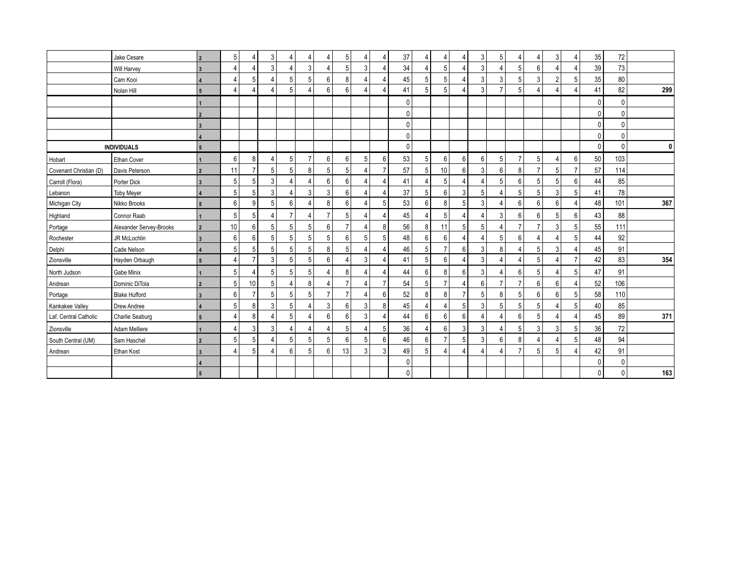| | | | | | | | | | | | | | | | | | | | | | | | | |
|---|---|---|---|---|---|---|---|---|---|---|---|---|---|---|---|---|---|---|---|---|---|---|---|---|
| | Jake Cesare | 2 | 5 | 4 | 3 | 4 | 4 | 4 | 5 | 4 | 4 | 37 | 4 | 4 | 4 | 3 | 5 | 4 | 4 | 3 | 4 | 35 | 72 | |
| | Will Harvey | 3 | 4 | 4 | 3 | 4 | 3 | 4 | 5 | 3 | 4 | 34 | 4 | 5 | 4 | 3 | 4 | 5 | 6 | 4 | 4 | 39 | 73 | |
| | Cam Kooi | 4 | 4 | 5 | 4 | 5 | 5 | 6 | 8 | 4 | 4 | 45 | 5 | 5 | 4 | 3 | 3 | 5 | 3 | 2 | 5 | 35 | 80 | |
| | Nolan Hill | 5 | 4 | 4 | 4 | 5 | 4 | 6 | 6 | 4 | 4 | 41 | 5 | 5 | 4 | 3 | 7 | 5 | 4 | 4 | 4 | 41 | 82 | **299** |
| | | 1 | | | | | | | | | | 0 | | | | | | | | | | 0 | 0 | |
| | | 2 | | | | | | | | | | 0 | | | | | | | | | | 0 | 0 | |
| | | 3 | | | | | | | | | | 0 | | | | | | | | | | 0 | 0 | |
| | | 4 | | | | | | | | | | 0 | | | | | | | | | | 0 | 0 | |
| **INDIVIDUALS** | | 5 | | | | | | | | | | 0 | | | | | | | | | | 0 | 0 | **0** |
| Hobart | Ethan Cover | 1 | 6 | 8 | 4 | 5 | 7 | 6 | 6 | 5 | 6 | 53 | 5 | 6 | 6 | 6 | 5 | 7 | 5 | 4 | 6 | 50 | 103 | |
| Covenant Christian (D) | Davis Peterson | 2 | 11 | 7 | 5 | 5 | 8 | 5 | 5 | 4 | 7 | 57 | 5 | 10 | 6 | 3 | 6 | 8 | 7 | 5 | 7 | 57 | 114 | |
| Carroll (Flora) | Porter Dick | 3 | 5 | 5 | 3 | 4 | 4 | 6 | 6 | 4 | 4 | 41 | 4 | 5 | 4 | 4 | 5 | 6 | 5 | 5 | 6 | 44 | 85 | |
| Lebanon | Toby Meyer | 4 | 5 | 5 | 3 | 4 | 3 | 3 | 6 | 4 | 4 | 37 | 5 | 6 | 3 | 5 | 4 | 5 | 5 | 3 | 5 | 41 | 78 | |
| Michigan City | Nikko Brooks | 5 | 6 | 9 | 5 | 6 | 4 | 8 | 6 | 4 | 5 | 53 | 6 | 8 | 5 | 3 | 4 | 6 | 6 | 6 | 4 | 48 | 101 | **367** |
| Highland | Connor Raab | 1 | 5 | 5 | 4 | 7 | 4 | 7 | 5 | 4 | 4 | 45 | 4 | 5 | 4 | 4 | 3 | 6 | 6 | 5 | 6 | 43 | 88 | |
| Portage | Alexander Servey-Brooks | 2 | 10 | 6 | 5 | 5 | 5 | 6 | 7 | 4 | 8 | 56 | 8 | 11 | 5 | 5 | 4 | 7 | 7 | 3 | 5 | 55 | 111 | |
| Rochester | JR McLochlin | 3 | 6 | 6 | 5 | 5 | 5 | 5 | 6 | 5 | 5 | 48 | 6 | 6 | 4 | 4 | 5 | 6 | 4 | 4 | 5 | 44 | 92 | |
| Delphi | Cade Nelson | 4 | 5 | 5 | 5 | 5 | 5 | 8 | 5 | 4 | 4 | 46 | 5 | 7 | 6 | 3 | 8 | 4 | 5 | 3 | 4 | 45 | 91 | |
| Zionsville | Hayden Orbaugh | 5 | 4 | 7 | 3 | 5 | 5 | 6 | 4 | 3 | 4 | 41 | 5 | 6 | 4 | 3 | 4 | 4 | 5 | 4 | 7 | 42 | 83 | **354** |
| North Judson | Gabe Minix | 1 | 5 | 4 | 5 | 5 | 5 | 4 | 8 | 4 | 4 | 44 | 6 | 8 | 6 | 3 | 4 | 6 | 5 | 4 | 5 | 47 | 91 | |
| Andrean | Dominic DiTola | 2 | 5 | 10 | 5 | 4 | 8 | 4 | 7 | 4 | 7 | 54 | 5 | 7 | 4 | 6 | 7 | 7 | 6 | 6 | 4 | 52 | 106 | |
| Portage | Blake Hufford | 3 | 6 | 7 | 5 | 5 | 5 | 7 | 7 | 4 | 6 | 52 | 8 | 8 | 7 | 5 | 8 | 5 | 6 | 6 | 5 | 58 | 110 | |
| Kankakee Valley | Drew Andree | 4 | 5 | 8 | 3 | 5 | 4 | 3 | 6 | 3 | 8 | 45 | 4 | 4 | 5 | 3 | 5 | 5 | 5 | 4 | 5 | 40 | 85 | |
| Laf. Central Catholic | Charlie Seaburg | 5 | 4 | 8 | 4 | 5 | 4 | 6 | 6 | 3 | 4 | 44 | 6 | 6 | 6 | 4 | 4 | 6 | 5 | 4 | 4 | 45 | 89 | **371** |
| Zionsville | Adam Melliere | 1 | 4 | 3 | 3 | 4 | 4 | 4 | 5 | 4 | 5 | 36 | 4 | 6 | 3 | 3 | 4 | 5 | 3 | 3 | 5 | 36 | 72 | |
| South Central (UM) | Sam Haschel | 2 | 5 | 5 | 4 | 5 | 5 | 5 | 6 | 5 | 6 | 46 | 6 | 7 | 5 | 3 | 6 | 8 | 4 | 4 | 5 | 48 | 94 | |
| Andrean | Ethan Kost | 3 | 4 | 5 | 4 | 6 | 5 | 6 | 13 | 3 | 3 | 49 | 5 | 4 | 4 | 4 | 4 | 7 | 5 | 5 | 4 | 42 | 91 | |
| | | 4 | | | | | | | | | | 0 | | | | | | | | | | 0 | 0 | |
| | | 5 | | | | | | | | | | 0 | | | | | | | | | | 0 | 0 | **163** |